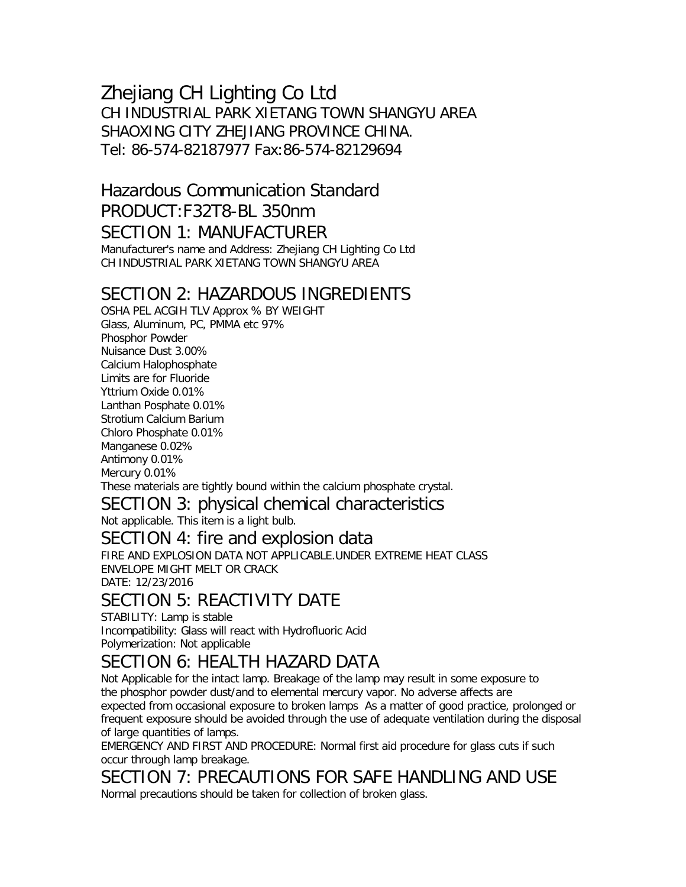# Zhejiang CH Lighting Co Ltd

CH INDUSTRIAL PARK XIETANG TOWN SHANGYU AREA
SHAOXING CITY ZHEJIANG PROVINCE CHINA.
Tel: 86-574-82187977 Fax:86-574-82129694

## Hazardous Communication Standard

## PRODUCT:F32T8-BL 350nm

## SECTION 1: MANUFACTURER

Manufacturer's name and Address: Zhejiang CH Lighting Co Ltd
CH INDUSTRIAL PARK XIETANG TOWN SHANGYU AREA

## SECTION 2: HAZARDOUS INGREDIENTS

OSHA PEL ACGIH TLV Approx % BY WEIGHT
Glass, Aluminum, PC, PMMA etc 97%
Phosphor Powder
Nuisance Dust 3.00%
Calcium Halophosphate
Limits are for Fluoride
Yttrium Oxide 0.01%
Lanthan Posphate 0.01%
Strotium Calcium Barium
Chloro Phosphate 0.01%
Manganese 0.02%
Antimony 0.01%
Mercury 0.01%
These materials are tightly bound within the calcium phosphate crystal.

## SECTION 3: physical chemical characteristics

Not applicable. This item is a light bulb.

## SECTION 4: fire and explosion data

FIRE AND EXPLOSION DATA NOT APPLICABLE.UNDER EXTREME HEAT CLASS ENVELOPE MIGHT MELT OR CRACK
DATE: 12/23/2016

## SECTION 5: REACTIVITY DATE

STABILITY: Lamp is stable
Incompatibility: Glass will react with Hydrofluoric Acid
Polymerization: Not applicable

## SECTION 6: HEALTH HAZARD DATA

Not Applicable for the intact lamp. Breakage of the lamp may result in some exposure to the phosphor powder dust/and to elemental mercury vapor. No adverse affects are expected from occasional exposure to broken lamps As a matter of good practice, prolonged or frequent exposure should be avoided through the use of adequate ventilation during the disposal of large quantities of lamps.

EMERGENCY AND FIRST AND PROCEDURE: Normal first aid procedure for glass cuts if such occur through lamp breakage.

## SECTION 7: PRECAUTIONS FOR SAFE HANDLING AND USE

Normal precautions should be taken for collection of broken glass.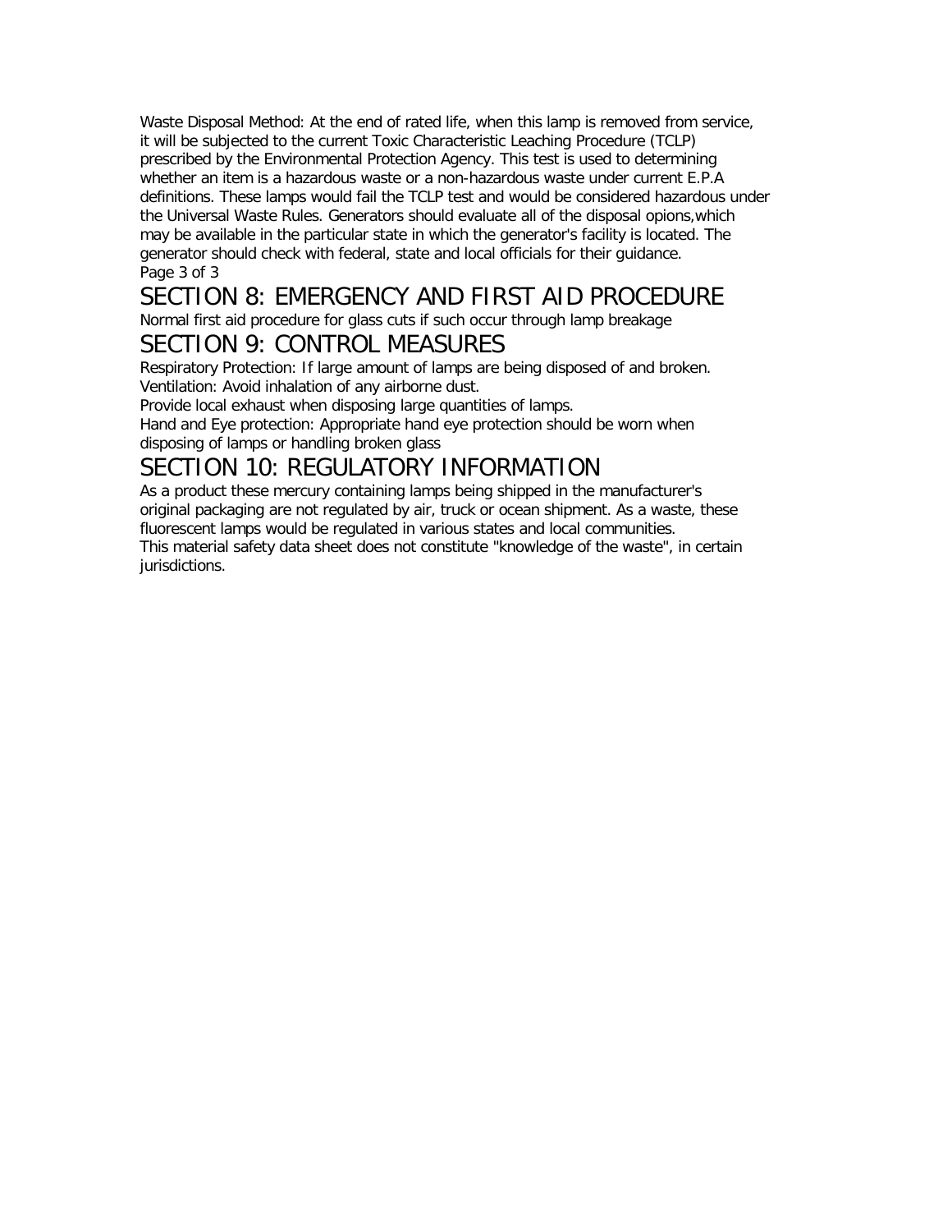Waste Disposal Method: At the end of rated life, when this lamp is removed from service, it will be subjected to the current Toxic Characteristic Leaching Procedure (TCLP) prescribed by the Environmental Protection Agency. This test is used to determining whether an item is a hazardous waste or a non-hazardous waste under current E.P.A definitions. These lamps would fail the TCLP test and would be considered hazardous under the Universal Waste Rules. Generators should evaluate all of the disposal opions,which may be available in the particular state in which the generator's facility is located. The generator should check with federal, state and local officials for their guidance.

## SECTION 8: EMERGENCY AND FIRST AID PROCEDURE

Normal first aid procedure for glass cuts if such occur through lamp breakage

## SECTION 9: CONTROL MEASURES

Respiratory Protection: If large amount of lamps are being disposed of and broken.
Ventilation: Avoid inhalation of any airborne dust.
Provide local exhaust when disposing large quantities of lamps.
Hand and Eye protection: Appropriate hand eye protection should be worn when disposing of lamps or handling broken glass

## SECTION 10: REGULATORY INFORMATION

As a product these mercury containing lamps being shipped in the manufacturer's original packaging are not regulated by air, truck or ocean shipment. As a waste, these fluorescent lamps would be regulated in various states and local communities.
This material safety data sheet does not constitute "knowledge of the waste", in certain jurisdictions.